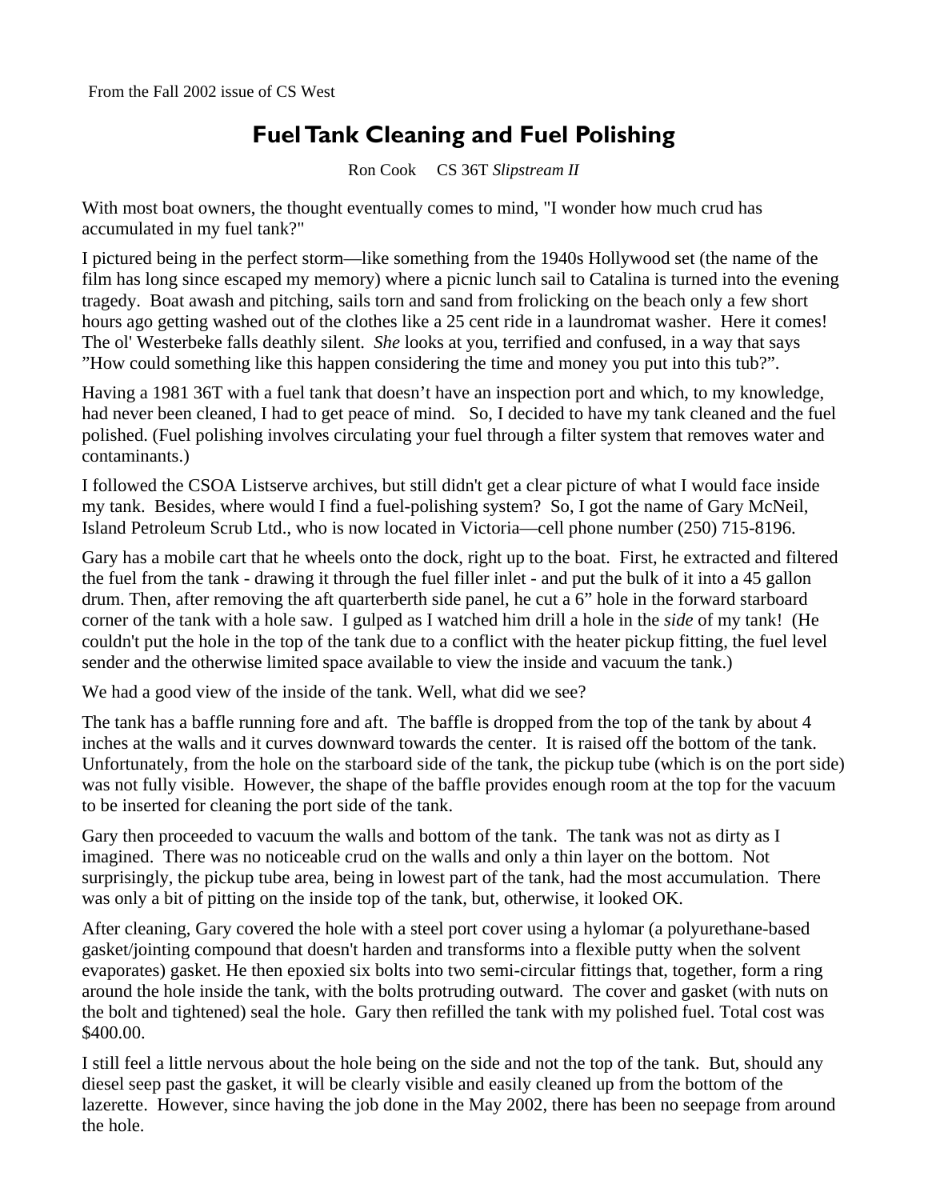From the Fall 2002 issue of CS West

# Fuel Tank Cleaning and Fuel Polishing

Ron Cook CS 36T *Slipstream II*

With most boat owners, the thought eventually comes to mind, "I wonder how much crud has accumulated in my fuel tank?"

I pictured being in the perfect storm—like something from the 1940s Hollywood set (the name of the film has long since escaped my memory) where a picnic lunch sail to Catalina is turned into the evening tragedy. Boat awash and pitching, sails torn and sand from frolicking on the beach only a few short hours ago getting washed out of the clothes like a 25 cent ride in a laundromat washer. Here it comes! The ol' Westerbeke falls deathly silent. *She* looks at you, terrified and confused, in a way that says "How could something like this happen considering the time and money you put into this tub?".

Having a 1981 36T with a fuel tank that doesn't have an inspection port and which, to my knowledge, had never been cleaned, I had to get peace of mind. So, I decided to have my tank cleaned and the fuel polished. (Fuel polishing involves circulating your fuel through a filter system that removes water and contaminants.)

I followed the CSOA Listserve archives, but still didn't get a clear picture of what I would face inside my tank. Besides, where would I find a fuel-polishing system? So, I got the name of Gary McNeil, Island Petroleum Scrub Ltd., who is now located in Victoria—cell phone number (250) 715-8196.

Gary has a mobile cart that he wheels onto the dock, right up to the boat. First, he extracted and filtered the fuel from the tank - drawing it through the fuel filler inlet - and put the bulk of it into a 45 gallon drum. Then, after removing the aft quarterberth side panel, he cut a 6" hole in the forward starboard corner of the tank with a hole saw. I gulped as I watched him drill a hole in the *side* of my tank! (He couldn't put the hole in the top of the tank due to a conflict with the heater pickup fitting, the fuel level sender and the otherwise limited space available to view the inside and vacuum the tank.)

We had a good view of the inside of the tank. Well, what did we see?

The tank has a baffle running fore and aft. The baffle is dropped from the top of the tank by about 4 inches at the walls and it curves downward towards the center. It is raised off the bottom of the tank. Unfortunately, from the hole on the starboard side of the tank, the pickup tube (which is on the port side) was not fully visible. However, the shape of the baffle provides enough room at the top for the vacuum to be inserted for cleaning the port side of the tank.

Gary then proceeded to vacuum the walls and bottom of the tank. The tank was not as dirty as I imagined. There was no noticeable crud on the walls and only a thin layer on the bottom. Not surprisingly, the pickup tube area, being in lowest part of the tank, had the most accumulation. There was only a bit of pitting on the inside top of the tank, but, otherwise, it looked OK.

After cleaning, Gary covered the hole with a steel port cover using a hylomar (a polyurethane-based gasket/jointing compound that doesn't harden and transforms into a flexible putty when the solvent evaporates) gasket. He then epoxied six bolts into two semi-circular fittings that, together, form a ring around the hole inside the tank, with the bolts protruding outward. The cover and gasket (with nuts on the bolt and tightened) seal the hole. Gary then refilled the tank with my polished fuel. Total cost was $400.00.

I still feel a little nervous about the hole being on the side and not the top of the tank. But, should any diesel seep past the gasket, it will be clearly visible and easily cleaned up from the bottom of the lazerette. However, since having the job done in the May 2002, there has been no seepage from around the hole.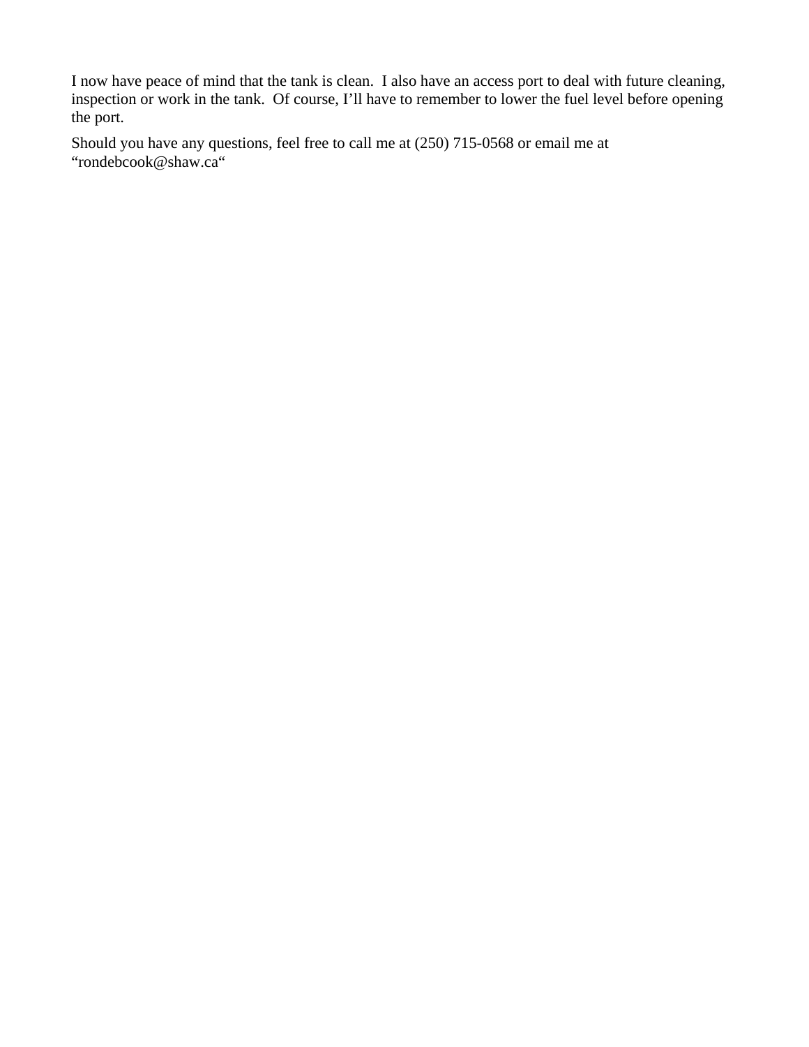I now have peace of mind that the tank is clean. I also have an access port to deal with future cleaning, inspection or work in the tank. Of course, I'll have to remember to lower the fuel level before opening the port.

Should you have any questions, feel free to call me at (250) 715-0568 or email me at "rondebcook@shaw.ca"